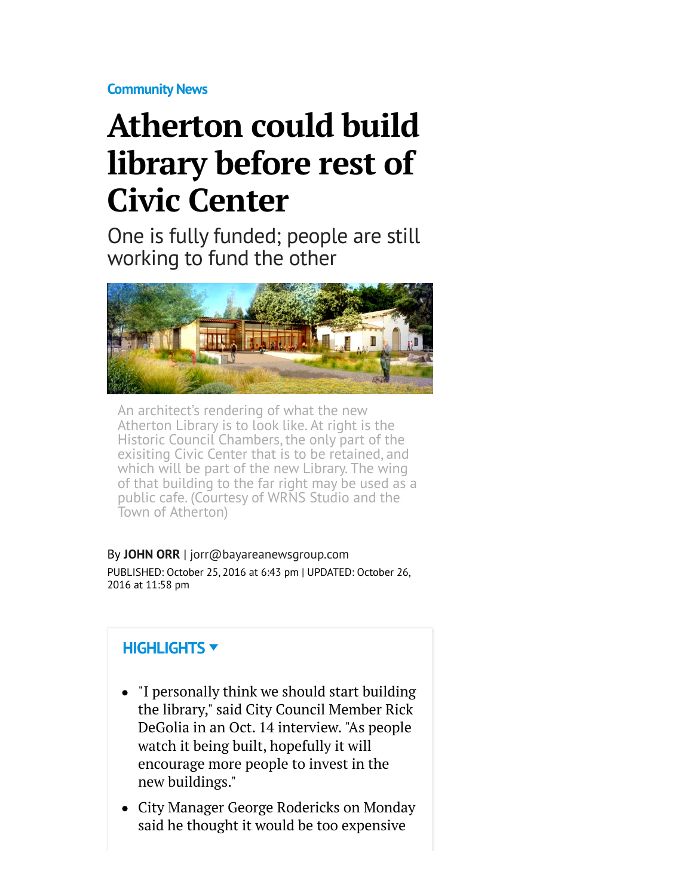Community News

# Atherton could build library before rest of Civic Center

## One is fully funded; people are still working to fund the other

An architect's rendering of what the new Atherton Library is to look like. At right is the Historic Council Chambers, the only part of the exisiting Civic Center that is to be retained, and which will be part of the new Library. The wing of that building to the far right may be used as a public cafe. (Courtesy of WRNS Studio and the Town of Atherton)

By **JOHN ORR** | jorr@bayareanewsgroup.com

PUBLISHED: October 25, 2016 at 6:43 pm | UPDATED: October 26, 2016 at 11:58 pm

**HIGHLIGHTS**

- "I personally think we should start building the library," said City Council Member Rick DeGolia in an Oct. 14 interview. "As people watch it being built, hopefully it will encourage more people to invest in the new buildings."
- City Manager George Rodericks on Monday said he thought it would be too expensive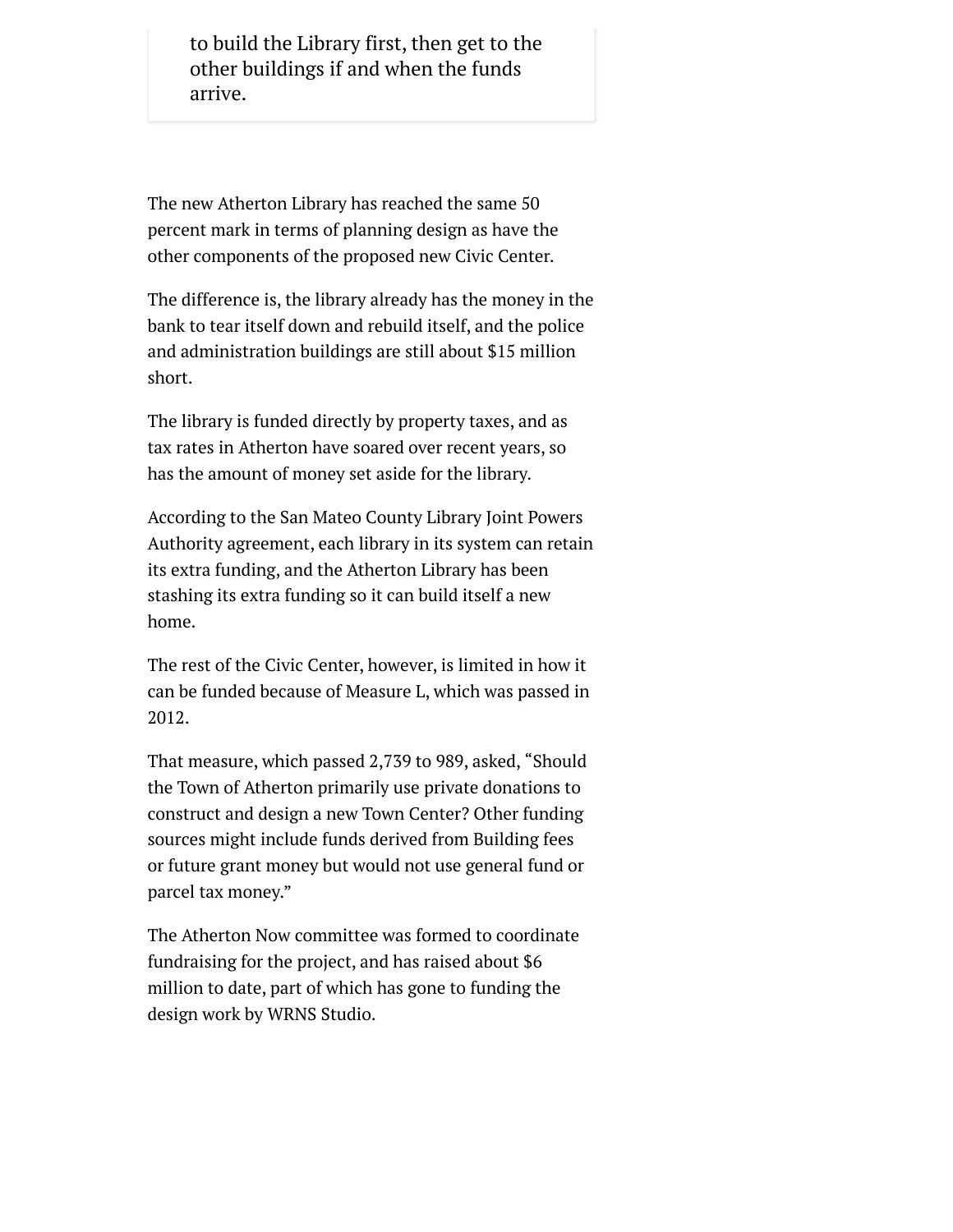> to build the Library first, then get to the other buildings if and when the funds arrive.

The new Atherton Library has reached the same 50 percent mark in terms of planning design as have the other components of the proposed new Civic Center.

The difference is, the library already has the money in the bank to tear itself down and rebuild itself, and the police and administration buildings are still about $15 million short.

The library is funded directly by property taxes, and as tax rates in Atherton have soared over recent years, so has the amount of money set aside for the library.

According to the San Mateo County Library Joint Powers Authority agreement, each library in its system can retain its extra funding, and the Atherton Library has been stashing its extra funding so it can build itself a new home.

The rest of the Civic Center, however, is limited in how it can be funded because of Measure L, which was passed in 2012.

That measure, which passed 2,739 to 989, asked, "Should the Town of Atherton primarily use private donations to construct and design a new Town Center? Other funding sources might include funds derived from Building fees or future grant money but would not use general fund or parcel tax money."

The Atherton Now committee was formed to coordinate fundraising for the project, and has raised about $6 million to date, part of which has gone to funding the design work by WRNS Studio.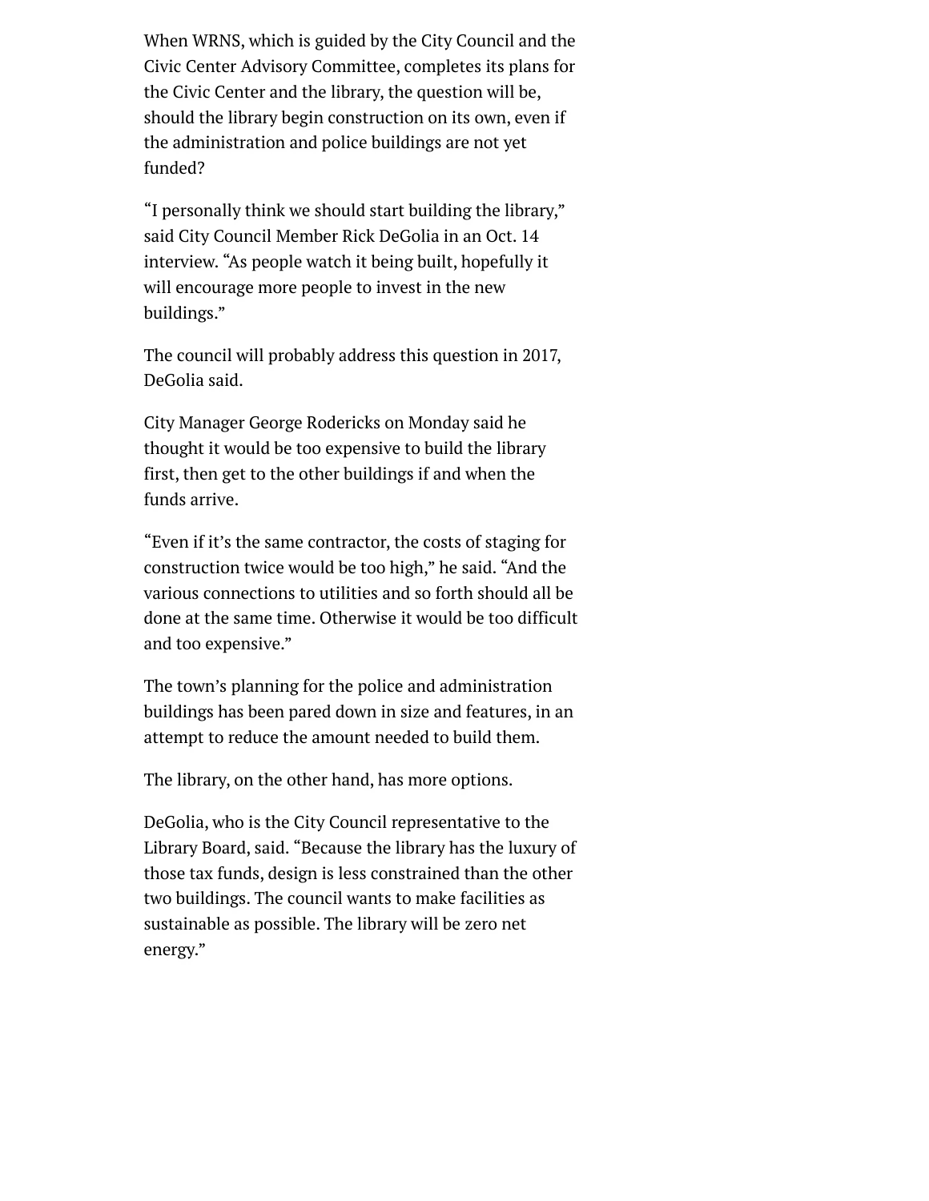When WRNS, which is guided by the City Council and the Civic Center Advisory Committee, completes its plans for the Civic Center and the library, the question will be, should the library begin construction on its own, even if the administration and police buildings are not yet funded?

"I personally think we should start building the library," said City Council Member Rick DeGolia in an Oct. 14 interview. "As people watch it being built, hopefully it will encourage more people to invest in the new buildings."

The council will probably address this question in 2017, DeGolia said.

City Manager George Rodericks on Monday said he thought it would be too expensive to build the library first, then get to the other buildings if and when the funds arrive.

"Even if it's the same contractor, the costs of staging for construction twice would be too high," he said. "And the various connections to utilities and so forth should all be done at the same time. Otherwise it would be too difficult and too expensive."

The town's planning for the police and administration buildings has been pared down in size and features, in an attempt to reduce the amount needed to build them.

The library, on the other hand, has more options.

DeGolia, who is the City Council representative to the Library Board, said. "Because the library has the luxury of those tax funds, design is less constrained than the other two buildings. The council wants to make facilities as sustainable as possible. The library will be zero net energy."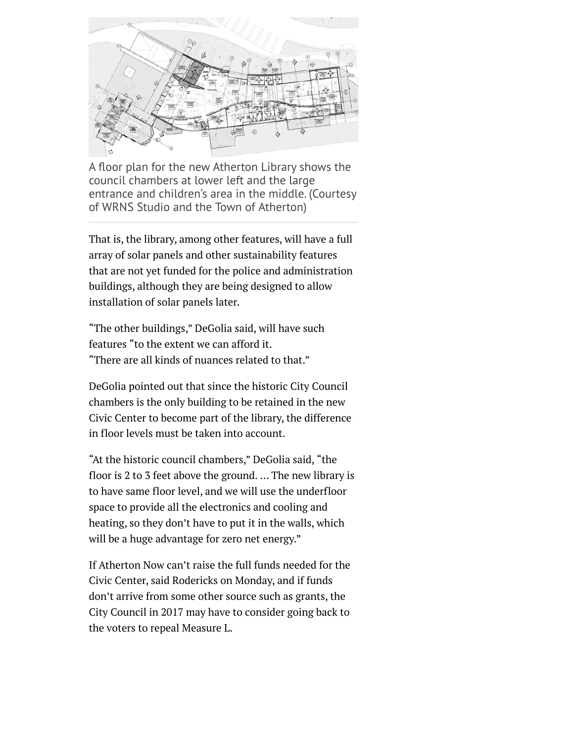A floor plan for the new Atherton Library shows the council chambers at lower left and the large entrance and children's area in the middle. (Courtesy of WRNS Studio and the Town of Atherton)

That is, the library, among other features, will have a full array of solar panels and other sustainability features that are not yet funded for the police and administration buildings, although they are being designed to allow installation of solar panels later.

"The other buildings," DeGolia said, will have such features "to the extent we can afford it.
"There are all kinds of nuances related to that."

DeGolia pointed out that since the historic City Council chambers is the only building to be retained in the new Civic Center to become part of the library, the difference in floor levels must be taken into account.

"At the historic council chambers," DeGolia said, "the floor is 2 to 3 feet above the ground. ... The new library is to have same floor level, and we will use the underfloor space to provide all the electronics and cooling and heating, so they don't have to put it in the walls, which will be a huge advantage for zero net energy."

If Atherton Now can't raise the full funds needed for the Civic Center, said Rodericks on Monday, and if funds don't arrive from some other source such as grants, the City Council in 2017 may have to consider going back to the voters to repeal Measure L.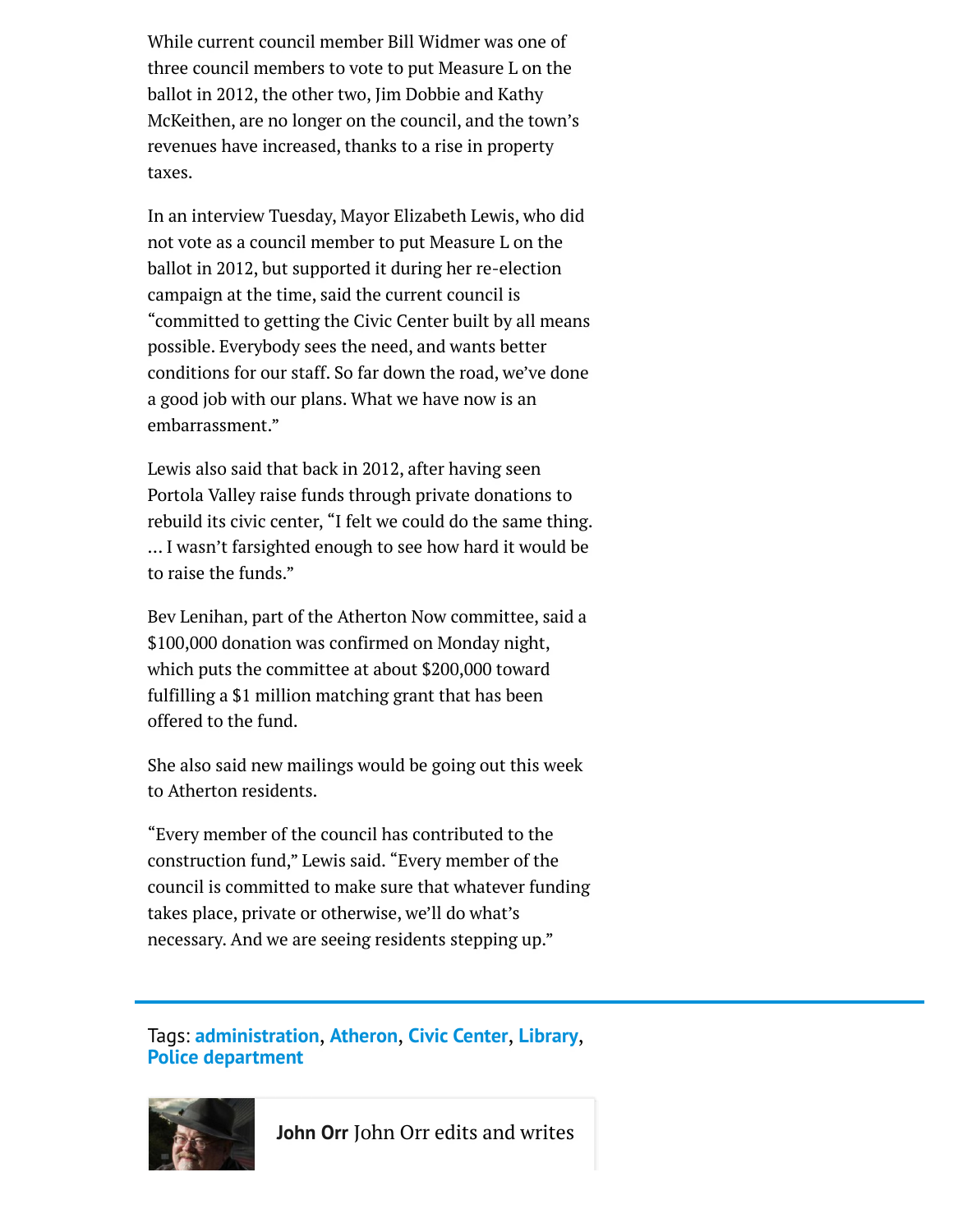While current council member Bill Widmer was one of three council members to vote to put Measure L on the ballot in 2012, the other two, Jim Dobbie and Kathy McKeithen, are no longer on the council, and the town's revenues have increased, thanks to a rise in property taxes.

In an interview Tuesday, Mayor Elizabeth Lewis, who did not vote as a council member to put Measure L on the ballot in 2012, but supported it during her re-election campaign at the time, said the current council is "committed to getting the Civic Center built by all means possible. Everybody sees the need, and wants better conditions for our staff. So far down the road, we've done a good job with our plans. What we have now is an embarrassment."

Lewis also said that back in 2012, after having seen Portola Valley raise funds through private donations to rebuild its civic center, "I felt we could do the same thing. … I wasn't farsighted enough to see how hard it would be to raise the funds."

Bev Lenihan, part of the Atherton Now committee, said a $100,000 donation was confirmed on Monday night, which puts the committee at about $200,000 toward fulfilling a $1 million matching grant that has been offered to the fund.

She also said new mailings would be going out this week to Atherton residents.

"Every member of the council has contributed to the construction fund," Lewis said. "Every member of the council is committed to make sure that whatever funding takes place, private or otherwise, we'll do what's necessary. And we are seeing residents stepping up."

Tags: **administration**, **Atheron**, **Civic Center**, **Library**, **Police department**

**John Orr** John Orr edits and writes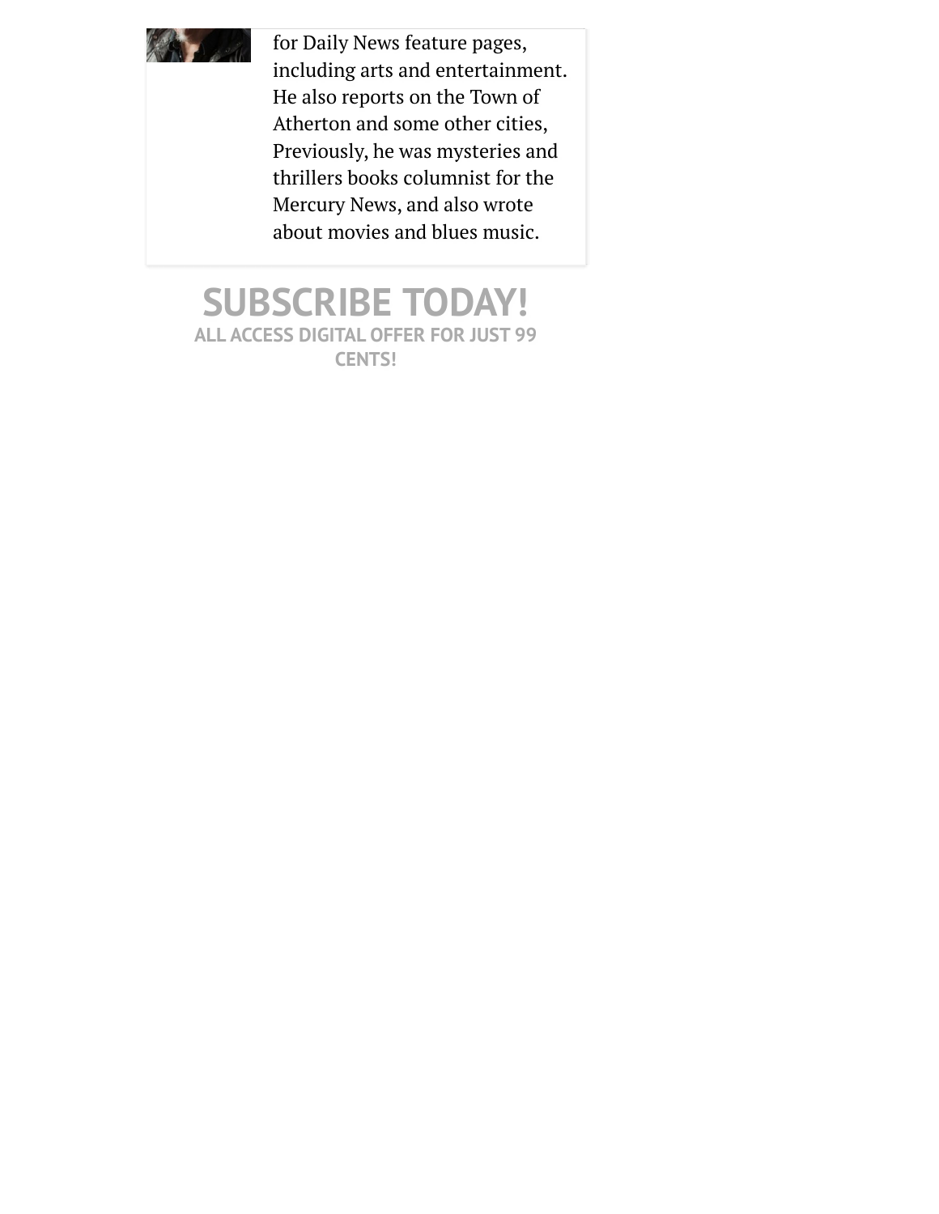for Daily News feature pages, including arts and entertainment. He also reports on the Town of Atherton and some other cities, Previously, he was mysteries and thrillers books columnist for the Mercury News, and also wrote about movies and blues music.

# SUBSCRIBE TODAY!

**ALL ACCESS DIGITAL OFFER FOR JUST 99 CENTS!**